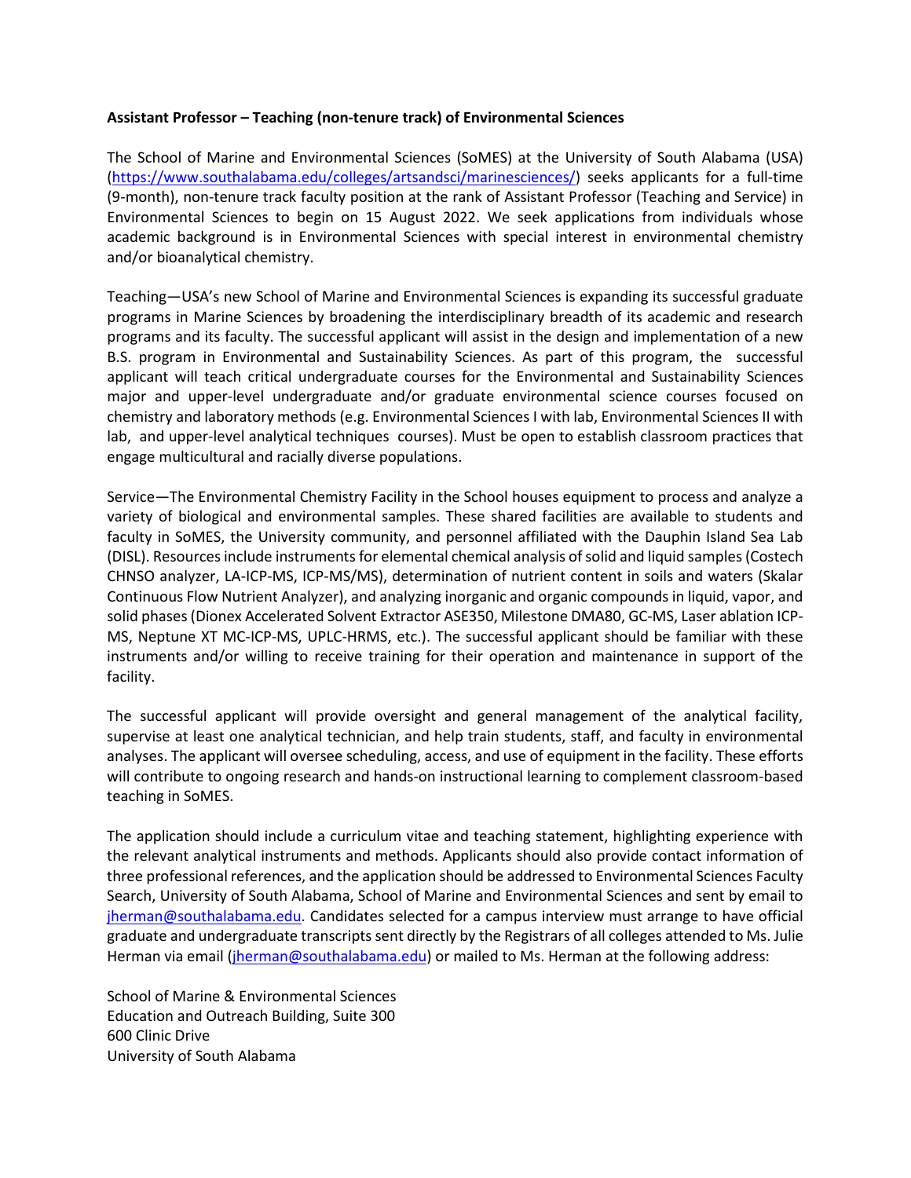**Assistant Professor – Teaching (non-tenure track) of Environmental Sciences**

The School of Marine and Environmental Sciences (SoMES) at the University of South Alabama (USA) (https://www.southalabama.edu/colleges/artsandsci/marinesciences/) seeks applicants for a full-time (9-month), non-tenure track faculty position at the rank of Assistant Professor (Teaching and Service) in Environmental Sciences to begin on 15 August 2022. We seek applications from individuals whose academic background is in Environmental Sciences with special interest in environmental chemistry and/or bioanalytical chemistry.

Teaching—USA's new School of Marine and Environmental Sciences is expanding its successful graduate programs in Marine Sciences by broadening the interdisciplinary breadth of its academic and research programs and its faculty. The successful applicant will assist in the design and implementation of a new B.S. program in Environmental and Sustainability Sciences. As part of this program, the successful applicant will teach critical undergraduate courses for the Environmental and Sustainability Sciences major and upper-level undergraduate and/or graduate environmental science courses focused on chemistry and laboratory methods (e.g. Environmental Sciences I with lab, Environmental Sciences II with lab, and upper-level analytical techniques courses). Must be open to establish classroom practices that engage multicultural and racially diverse populations.

Service—The Environmental Chemistry Facility in the School houses equipment to process and analyze a variety of biological and environmental samples. These shared facilities are available to students and faculty in SoMES, the University community, and personnel affiliated with the Dauphin Island Sea Lab (DISL). Resources include instruments for elemental chemical analysis of solid and liquid samples (Costech CHNSO analyzer, LA-ICP-MS, ICP-MS/MS), determination of nutrient content in soils and waters (Skalar Continuous Flow Nutrient Analyzer), and analyzing inorganic and organic compounds in liquid, vapor, and solid phases (Dionex Accelerated Solvent Extractor ASE350, Milestone DMA80, GC-MS, Laser ablation ICP-MS, Neptune XT MC-ICP-MS, UPLC-HRMS, etc.). The successful applicant should be familiar with these instruments and/or willing to receive training for their operation and maintenance in support of the facility.

The successful applicant will provide oversight and general management of the analytical facility, supervise at least one analytical technician, and help train students, staff, and faculty in environmental analyses. The applicant will oversee scheduling, access, and use of equipment in the facility. These efforts will contribute to ongoing research and hands-on instructional learning to complement classroom-based teaching in SoMES.

The application should include a curriculum vitae and teaching statement, highlighting experience with the relevant analytical instruments and methods. Applicants should also provide contact information of three professional references, and the application should be addressed to Environmental Sciences Faculty Search, University of South Alabama, School of Marine and Environmental Sciences and sent by email to jherman@southalabama.edu. Candidates selected for a campus interview must arrange to have official graduate and undergraduate transcripts sent directly by the Registrars of all colleges attended to Ms. Julie Herman via email (jherman@southalabama.edu) or mailed to Ms. Herman at the following address:

School of Marine & Environmental Sciences  
Education and Outreach Building, Suite 300  
600 Clinic Drive  
University of South Alabama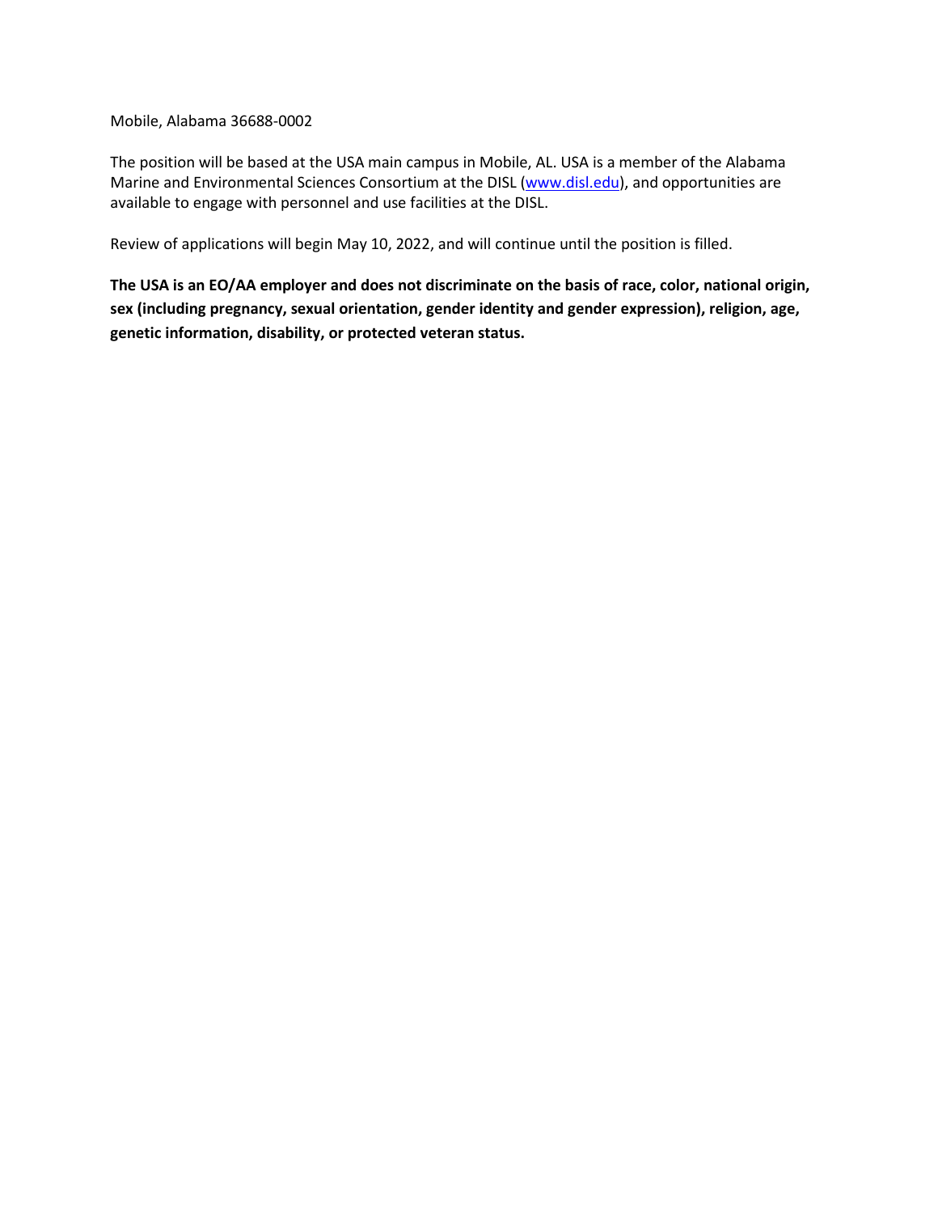Mobile, Alabama 36688-0002

The position will be based at the USA main campus in Mobile, AL. USA is a member of the Alabama Marine and Environmental Sciences Consortium at the DISL (www.disl.edu), and opportunities are available to engage with personnel and use facilities at the DISL.

Review of applications will begin May 10, 2022, and will continue until the position is filled.

**The USA is an EO/AA employer and does not discriminate on the basis of race, color, national origin, sex (including pregnancy, sexual orientation, gender identity and gender expression), religion, age, genetic information, disability, or protected veteran status.**